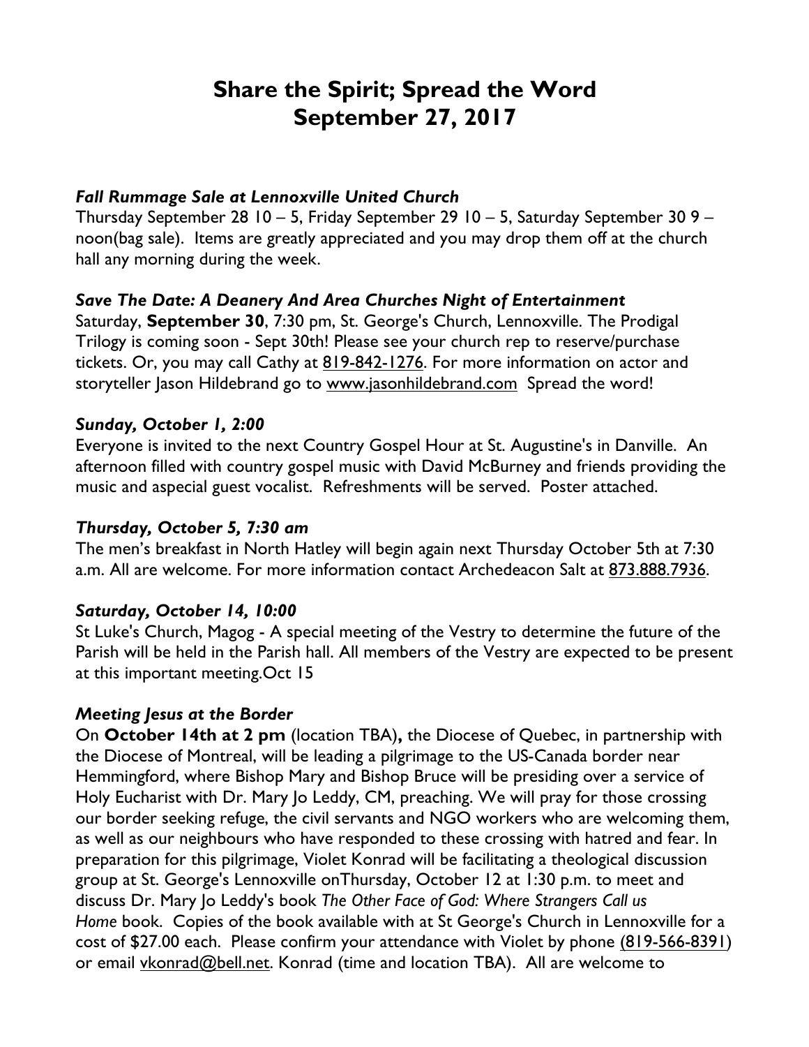# Share the Spirit; Spread the Word
# September 27, 2017

***Fall Rummage Sale at Lennoxville United Church***
Thursday September 28 10 – 5, Friday September 29 10 – 5, Saturday September 30 9 – noon(bag sale). Items are greatly appreciated and you may drop them off at the church hall any morning during the week.

***Save The Date: A Deanery And Area Churches Night of Entertainment***
Saturday, **September 30**, 7:30 pm, St. George's Church, Lennoxville. The Prodigal Trilogy is coming soon - Sept 30th! Please see your church rep to reserve/purchase tickets. Or, you may call Cathy at 819-842-1276. For more information on actor and storyteller Jason Hildebrand go to www.jasonhildebrand.com Spread the word!

***Sunday, October 1, 2:00***
Everyone is invited to the next Country Gospel Hour at St. Augustine's in Danville. An afternoon filled with country gospel music with David McBurney and friends providing the music and aspecial guest vocalist. Refreshments will be served. Poster attached.

***Thursday, October 5, 7:30 am***
The men's breakfast in North Hatley will begin again next Thursday October 5th at 7:30 a.m. All are welcome. For more information contact Archedeacon Salt at 873.888.7936.

***Saturday, October 14, 10:00***
St Luke's Church, Magog - A special meeting of the Vestry to determine the future of the Parish will be held in the Parish hall. All members of the Vestry are expected to be present at this important meeting.Oct 15

***Meeting Jesus at the Border***
On **October 14th at 2 pm** (location TBA)**,** the Diocese of Quebec, in partnership with the Diocese of Montreal, will be leading a pilgrimage to the US-Canada border near Hemmingford, where Bishop Mary and Bishop Bruce will be presiding over a service of Holy Eucharist with Dr. Mary Jo Leddy, CM, preaching. We will pray for those crossing our border seeking refuge, the civil servants and NGO workers who are welcoming them, as well as our neighbours who have responded to these crossing with hatred and fear. In preparation for this pilgrimage, Violet Konrad will be facilitating a theological discussion group at St. George's Lennoxville onThursday, October 12 at 1:30 p.m. to meet and discuss Dr. Mary Jo Leddy's book *The Other Face of God: Where Strangers Call us Home* book. Copies of the book available with at St George's Church in Lennoxville for a cost of $27.00 each. Please confirm your attendance with Violet by phone (819-566-8391) or email vkonrad@bell.net. Konrad (time and location TBA). All are welcome to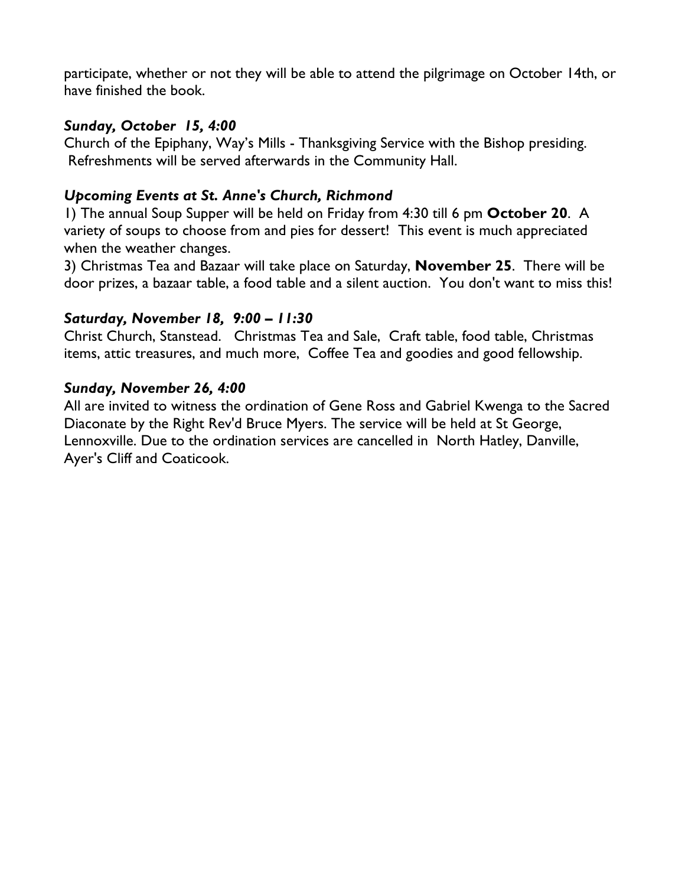participate, whether or not they will be able to attend the pilgrimage on October 14th, or have finished the book.

***Sunday, October 15, 4:00***

Church of the Epiphany, Way's Mills - Thanksgiving Service with the Bishop presiding. Refreshments will be served afterwards in the Community Hall.

***Upcoming Events at St. Anne's Church, Richmond***

1) The annual Soup Supper will be held on Friday from 4:30 till 6 pm **October 20**. A variety of soups to choose from and pies for dessert! This event is much appreciated when the weather changes.

3) Christmas Tea and Bazaar will take place on Saturday, **November 25**. There will be door prizes, a bazaar table, a food table and a silent auction. You don't want to miss this!

***Saturday, November 18, 9:00 – 11:30***

Christ Church, Stanstead. Christmas Tea and Sale, Craft table, food table, Christmas items, attic treasures, and much more, Coffee Tea and goodies and good fellowship.

***Sunday, November 26, 4:00***

All are invited to witness the ordination of Gene Ross and Gabriel Kwenga to the Sacred Diaconate by the Right Rev'd Bruce Myers. The service will be held at St George, Lennoxville. Due to the ordination services are cancelled in North Hatley, Danville, Ayer's Cliff and Coaticook.